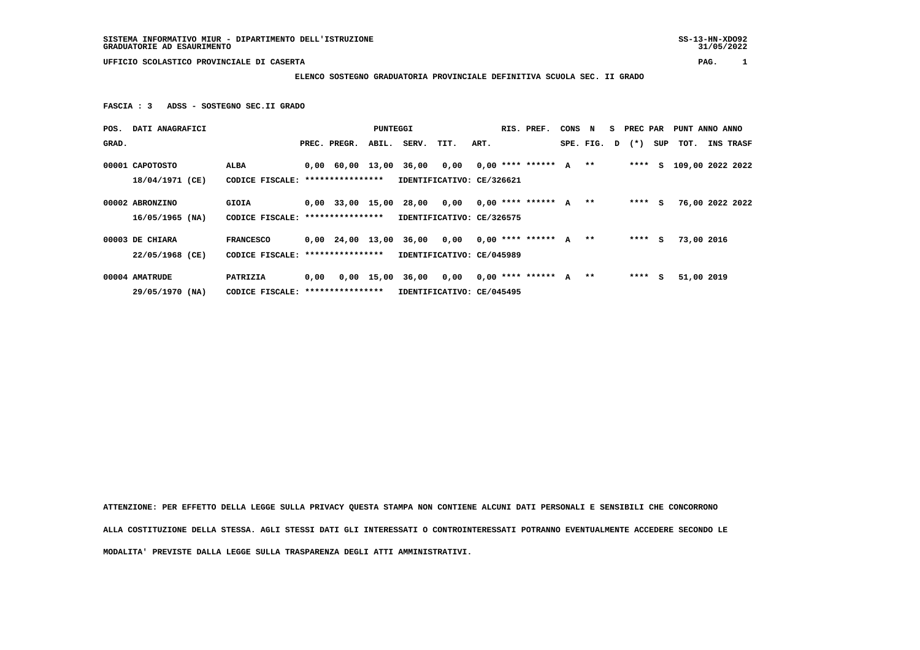SISTEMA INFORMATIVO MIUR - DIPARTIMENTO DELL'ISTRUZIONE
GRADUATORIE AD ESAURIMENTO

SS-13-HN-XDO92
31/05/2022

UFFICIO SCOLASTICO PROVINCIALE DI CASERTA

**ELENCO SOSTEGNO GRADUATORIA PROVINCIALE DEFINITIVA SCUOLA SEC. II GRADO**

**FASCIA : 3 ADSS - SOSTEGNO SEC.II GRADO**

| POS. GRAD. | DATI ANAGRAFICI | | PREC. | PREGR. | ABIL. | SERV. | TIT. | ART. | RIS. | PREF. | CONS SPE. | N FIG. | S D | PREC PAR (*) | SUP | PUNT TOT. | ANNO INS | ANNO TRASF |
|---|---|---|---|---|---|---|---|---|---|---|---|---|---|---|---|---|---|---|
| 00001 | CAPOTOSTO | ALBA | 0,00 | 60,00 | 13,00 | 36,00 | 0,00 | 0,00 | **** | ****** | A | ** | | **** | S | 109,00 | 2022 | 2022 |
| | 18/04/1971 (CE) | CODICE FISCALE: **************** | IDENTIFICATIVO: CE/326621 | | | | | | | | | | | | | | | |
| 00002 | ABRONZINO | GIOIA | 0,00 | 33,00 | 15,00 | 28,00 | 0,00 | 0,00 | **** | ****** | A | ** | | **** | S | 76,00 | 2022 | 2022 |
| | 16/05/1965 (NA) | CODICE FISCALE: **************** | IDENTIFICATIVO: CE/326575 | | | | | | | | | | | | | | | |
| 00003 | DE CHIARA | FRANCESCO | 0,00 | 24,00 | 13,00 | 36,00 | 0,00 | 0,00 | **** | ****** | A | ** | | **** | S | 73,00 | 2016 | |
| | 22/05/1968 (CE) | CODICE FISCALE: **************** | IDENTIFICATIVO: CE/045989 | | | | | | | | | | | | | | | |
| 00004 | AMATRUDE | PATRIZIA | 0,00 | 0,00 | 15,00 | 36,00 | 0,00 | 0,00 | **** | ****** | A | ** | | **** | S | 51,00 | 2019 | |
| | 29/05/1970 (NA) | CODICE FISCALE: **************** | IDENTIFICATIVO: CE/045495 | | | | | | | | | | | | | | | |

**ATTENZIONE: PER EFFETTO DELLA LEGGE SULLA PRIVACY QUESTA STAMPA NON CONTIENE ALCUNI DATI PERSONALI E SENSIBILI CHE CONCORRONO ALLA COSTITUZIONE DELLA STESSA. AGLI STESSI DATI GLI INTERESSATI O CONTROINTERESSATI POTRANNO EVENTUALMENTE ACCEDERE SECONDO LE MODALITA' PREVISTE DALLA LEGGE SULLA TRASPARENZA DEGLI ATTI AMMINISTRATIVI.**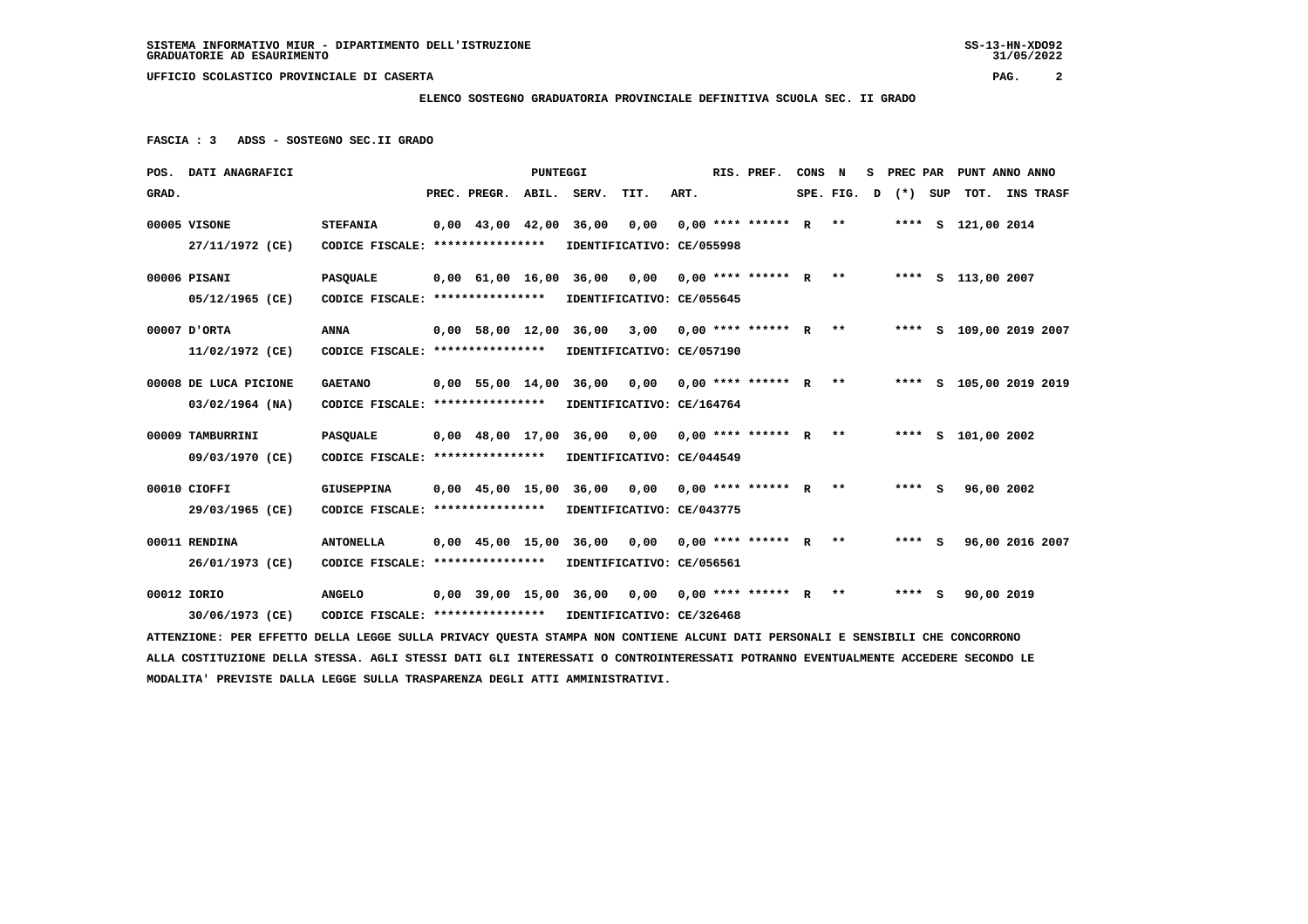SISTEMA INFORMATIVO MIUR - DIPARTIMENTO DELL'ISTRUZIONE
GRADUATORIE AD ESAURIMENTO

UFFICIO SCOLASTICO PROVINCIALE DI CASERTA

**ELENCO SOSTEGNO GRADUATORIA PROVINCIALE DEFINITIVA SCUOLA SEC. II GRADO**

**FASCIA : 3 ADSS - SOSTEGNO SEC.II GRADO**

| POS. GRAD. | DATI ANAGRAFICI | | PREC. | PREGR. | ABIL. | SERV. | TIT. | ART. | RIS. PREF. | CONS SPE. | N FIG. | S D | PREC PAR (*) | SUP | PUNT TOT. | ANNO INS | ANNO TRASF |
|---|---|---|---|---|---|---|---|---|---|---|---|---|---|---|---|---|---|
| 00005 | VISONE | STEFANIA | 0,00 | 43,00 | 42,00 | 36,00 | 0,00 | 0,00 | **** ****** | R | ** | | **** | S | 121,00 | 2014 | |
| | 27/11/1972 (CE) | CODICE FISCALE: **************** IDENTIFICATIVO: CE/055998 | | | | | | | | | | | | | | | |
| 00006 | PISANI | PASQUALE | 0,00 | 61,00 | 16,00 | 36,00 | 0,00 | 0,00 | **** ****** | R | ** | | **** | S | 113,00 | 2007 | |
| | 05/12/1965 (CE) | CODICE FISCALE: **************** IDENTIFICATIVO: CE/055645 | | | | | | | | | | | | | | | |
| 00007 | D'ORTA | ANNA | 0,00 | 58,00 | 12,00 | 36,00 | 3,00 | 0,00 | **** ****** | R | ** | | **** | S | 109,00 | 2019 | 2007 |
| | 11/02/1972 (CE) | CODICE FISCALE: **************** IDENTIFICATIVO: CE/057190 | | | | | | | | | | | | | | | |
| 00008 | DE LUCA PICIONE | GAETANO | 0,00 | 55,00 | 14,00 | 36,00 | 0,00 | 0,00 | **** ****** | R | ** | | **** | S | 105,00 | 2019 | 2019 |
| | 03/02/1964 (NA) | CODICE FISCALE: **************** IDENTIFICATIVO: CE/164764 | | | | | | | | | | | | | | | |
| 00009 | TAMBURRINI | PASQUALE | 0,00 | 48,00 | 17,00 | 36,00 | 0,00 | 0,00 | **** ****** | R | ** | | **** | S | 101,00 | 2002 | |
| | 09/03/1970 (CE) | CODICE FISCALE: **************** IDENTIFICATIVO: CE/044549 | | | | | | | | | | | | | | | |
| 00010 | CIOFFI | GIUSEPPINA | 0,00 | 45,00 | 15,00 | 36,00 | 0,00 | 0,00 | **** ****** | R | ** | | **** | S | 96,00 | 2002 | |
| | 29/03/1965 (CE) | CODICE FISCALE: **************** IDENTIFICATIVO: CE/043775 | | | | | | | | | | | | | | | |
| 00011 | RENDINA | ANTONELLA | 0,00 | 45,00 | 15,00 | 36,00 | 0,00 | 0,00 | **** ****** | R | ** | | **** | S | 96,00 | 2016 | 2007 |
| | 26/01/1973 (CE) | CODICE FISCALE: **************** IDENTIFICATIVO: CE/056561 | | | | | | | | | | | | | | | |
| 00012 | IORIO | ANGELO | 0,00 | 39,00 | 15,00 | 36,00 | 0,00 | 0,00 | **** ****** | R | ** | | **** | S | 90,00 | 2019 | |
| | 30/06/1973 (CE) | CODICE FISCALE: **************** IDENTIFICATIVO: CE/326468 | | | | | | | | | | | | | | | |

ATTENZIONE: PER EFFETTO DELLA LEGGE SULLA PRIVACY QUESTA STAMPA NON CONTIENE ALCUNI DATI PERSONALI E SENSIBILI CHE CONCORRONO ALLA COSTITUZIONE DELLA STESSA. AGLI STESSI DATI GLI INTERESSATI O CONTROINTERESSATI POTRANNO EVENTUALMENTE ACCEDERE SECONDO LE MODALITA' PREVISTE DALLA LEGGE SULLA TRASPARENZA DEGLI ATTI AMMINISTRATIVI.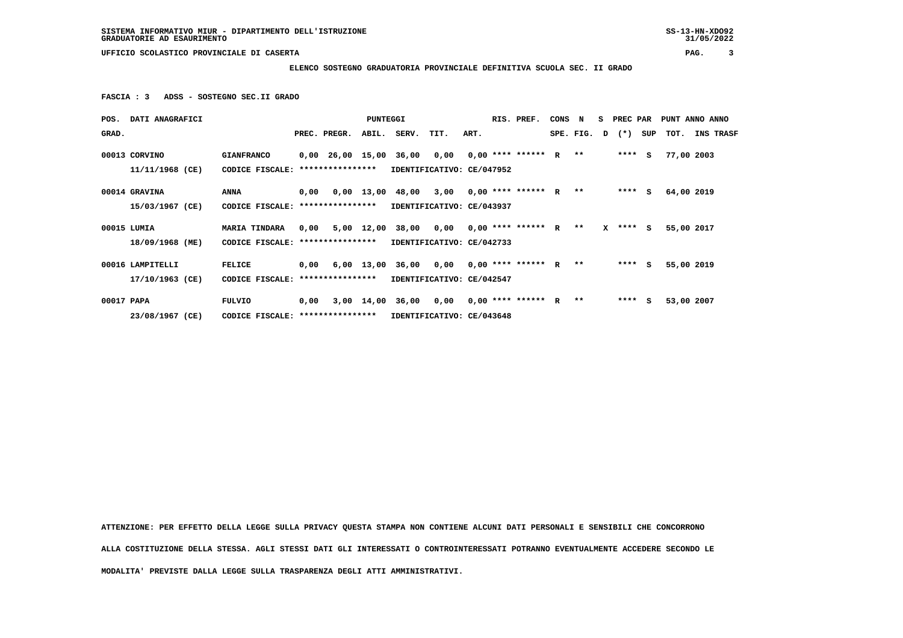UFFICIO SCOLASTICO PROVINCIALE DI CASERTA

**ELENCO SOSTEGNO GRADUATORIA PROVINCIALE DEFINITIVA SCUOLA SEC. II GRADO**

**FASCIA : 3 ADSS - SOSTEGNO SEC.II GRADO**

| POS. GRAD. | DATI ANAGRAFICI | | PREC. | PREGR. | ABIL. | SERV. | TIT. | ART. | RIS. | PREF. | CONS SPE. | N FIG. | S D | PREC PAR (*) | SUP | PUNT TOT. | ANNO INS TRASF |
|---|---|---|---|---|---|---|---|---|---|---|---|---|---|---|---|---|---|
| 00013 | CORVINO | GIANFRANCO | 0,00 | 26,00 | 15,00 | 36,00 | 0,00 | 0,00 | **** | ****** | R | ** | | **** | S | 77,00 | 2003 |
| | 11/11/1968 (CE) | CODICE FISCALE: **************** | IDENTIFICATIVO: CE/047952 | | | | | | | | | | | | | | |
| 00014 | GRAVINA | ANNA | 0,00 | 0,00 | 13,00 | 48,00 | 3,00 | 0,00 | **** | ****** | R | ** | | **** | S | 64,00 | 2019 |
| | 15/03/1967 (CE) | CODICE FISCALE: **************** | IDENTIFICATIVO: CE/043937 | | | | | | | | | | | | | | |
| 00015 | LUMIA | MARIA TINDARA | 0,00 | 5,00 | 12,00 | 38,00 | 0,00 | 0,00 | **** | ****** | R | ** | X | **** | S | 55,00 | 2017 |
| | 18/09/1968 (ME) | CODICE FISCALE: **************** | IDENTIFICATIVO: CE/042733 | | | | | | | | | | | | | | |
| 00016 | LAMPITELLI | FELICE | 0,00 | 6,00 | 13,00 | 36,00 | 0,00 | 0,00 | **** | ****** | R | ** | | **** | S | 55,00 | 2019 |
| | 17/10/1963 (CE) | CODICE FISCALE: **************** | IDENTIFICATIVO: CE/042547 | | | | | | | | | | | | | | |
| 00017 | PAPA | FULVIO | 0,00 | 3,00 | 14,00 | 36,00 | 0,00 | 0,00 | **** | ****** | R | ** | | **** | S | 53,00 | 2007 |
| | 23/08/1967 (CE) | CODICE FISCALE: **************** | IDENTIFICATIVO: CE/043648 | | | | | | | | | | | | | | |

ATTENZIONE: PER EFFETTO DELLA LEGGE SULLA PRIVACY QUESTA STAMPA NON CONTIENE ALCUNI DATI PERSONALI E SENSIBILI CHE CONCORRONO ALLA COSTITUZIONE DELLA STESSA. AGLI STESSI DATI GLI INTERESSATI O CONTROINTERESSATI POTRANNO EVENTUALMENTE ACCEDERE SECONDO LE MODALITA' PREVISTE DALLA LEGGE SULLA TRASPARENZA DEGLI ATTI AMMINISTRATIVI.